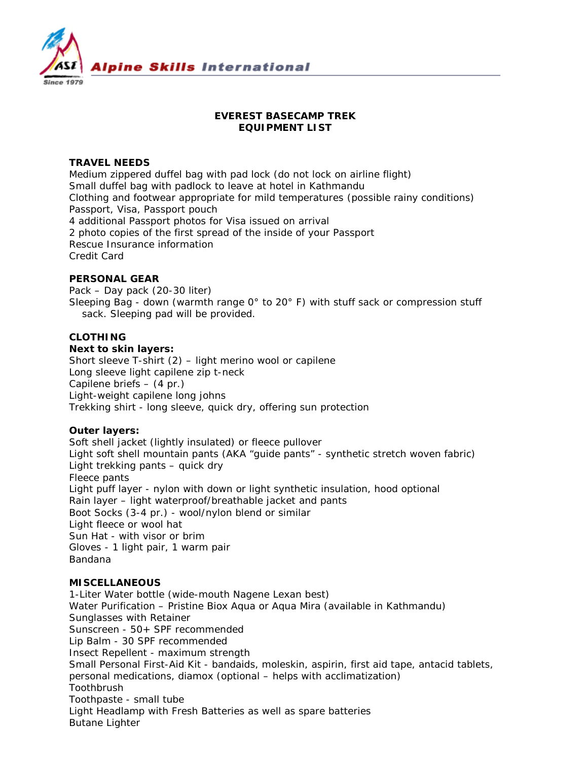Alpine Skills International

# EVEREST BASECAMP TREK
# EQUIPMENT LIST

### TRAVEL NEEDS

Medium zippered duffel bag with pad lock (do not lock on airline flight)
Small duffel bag with padlock to leave at hotel in Kathmandu
Clothing and footwear appropriate for mild temperatures (possible rainy conditions)
Passport, Visa, Passport pouch
4 additional Passport photos for Visa issued on arrival
2 photo copies of the first spread of the inside of your Passport
Rescue Insurance information
Credit Card

### PERSONAL GEAR

Pack – Day pack (20-30 liter)
Sleeping Bag - down (warmth range 0° to 20° F) with stuff sack or compression stuff sack. Sleeping pad will be provided.

### CLOTHING

**Next to skin layers:**

Short sleeve T-shirt (2) – light merino wool or capilene
Long sleeve light capilene zip t-neck
Capilene briefs – (4 pr.)
Light-weight capilene long johns
Trekking shirt - long sleeve, quick dry, offering sun protection

**Outer layers:**

Soft shell jacket (lightly insulated) or fleece pullover
Light soft shell mountain pants (AKA "guide pants" - synthetic stretch woven fabric)
Light trekking pants – quick dry
Fleece pants
Light puff layer - nylon with down or light synthetic insulation, hood optional
Rain layer – light waterproof/breathable jacket and pants
Boot Socks (3-4 pr.) - wool/nylon blend or similar
Light fleece or wool hat
Sun Hat - with visor or brim
Gloves - 1 light pair, 1 warm pair
Bandana

### MISCELLANEOUS

1-Liter Water bottle (wide-mouth Nagene Lexan best)
Water Purification – Pristine Biox Aqua or Aqua Mira (available in Kathmandu)
Sunglasses with Retainer
Sunscreen - 50+ SPF recommended
Lip Balm - 30 SPF recommended
Insect Repellent - maximum strength
Small Personal First-Aid Kit - bandaids, moleskin, aspirin, first aid tape, antacid tablets, personal medications, diamox (optional – helps with acclimatization)
Toothbrush
Toothpaste - small tube
Light Headlamp with Fresh Batteries as well as spare batteries
Butane Lighter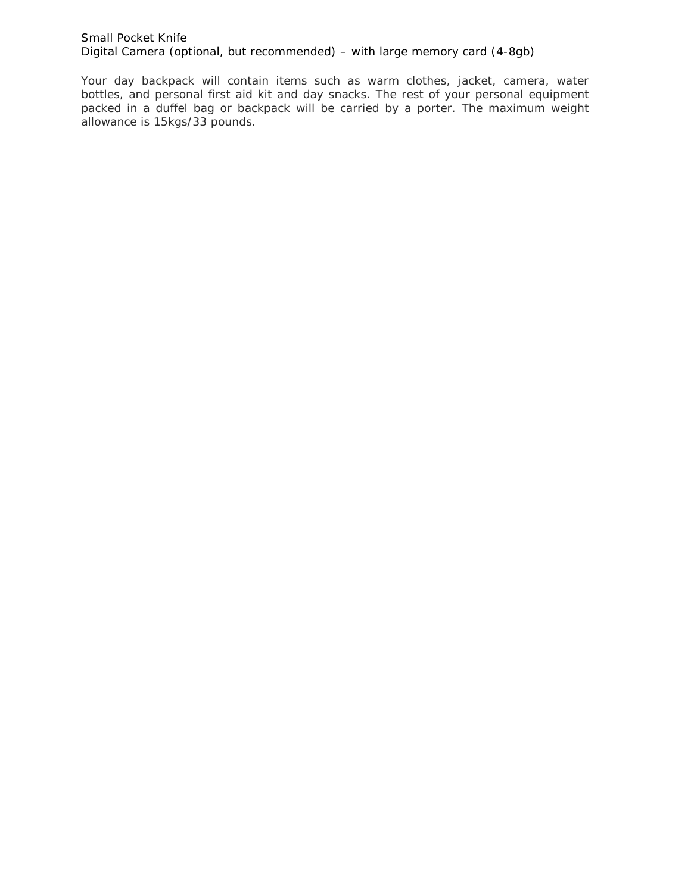Small Pocket Knife
Digital Camera (optional, but recommended) – with large memory card (4-8gb)

Your day backpack will contain items such as warm clothes, jacket, camera, water bottles, and personal first aid kit and day snacks. The rest of your personal equipment packed in a duffel bag or backpack will be carried by a porter. The maximum weight allowance is 15kgs/33 pounds.